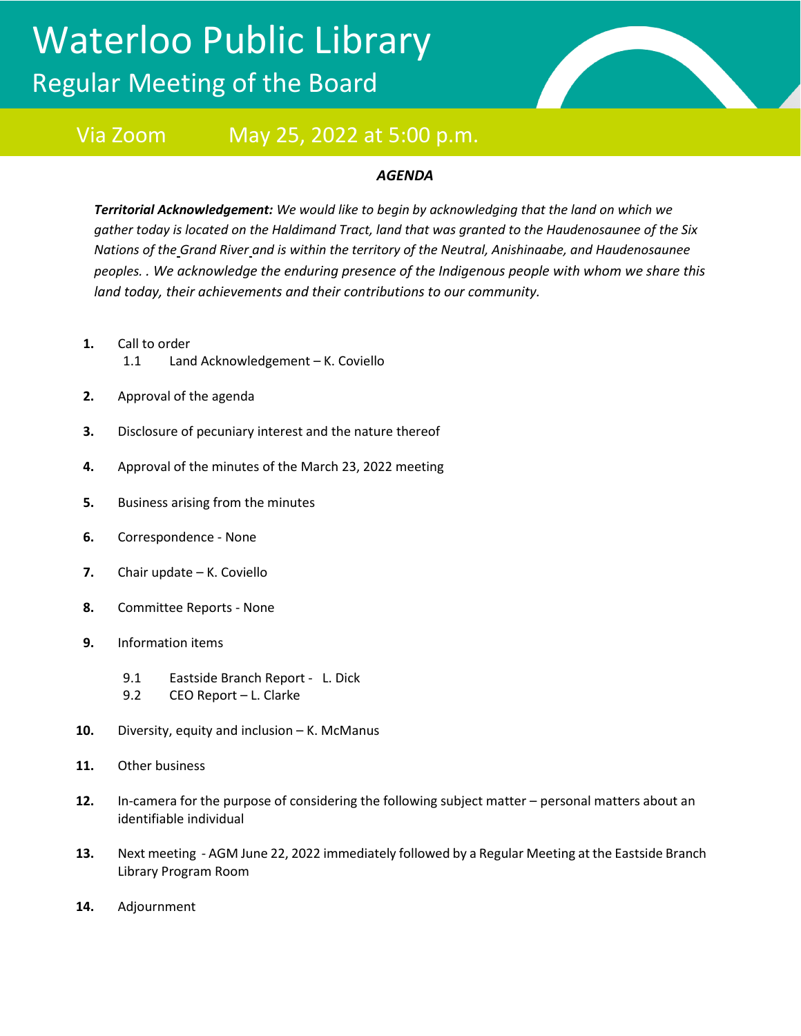# Waterloo Public Library

## Regular Meeting of the Board

Via Zoom May 25, 2022 at 5:00 p.m.

***AGENDA***

***Territorial Acknowledgement:*** *We would like to begin by acknowledging that the land on which we gather today is located on the Haldimand Tract, land that was granted to the Haudenosaunee of the Six Nations of the Grand River and is within the territory of the Neutral, Anishinaabe, and Haudenosaunee peoples. . We acknowledge the enduring presence of the Indigenous people with whom we share this land today, their achievements and their contributions to our community.*

**1.** Call to order
   1.1 Land Acknowledgement – K. Coviello

**2.** Approval of the agenda

**3.** Disclosure of pecuniary interest and the nature thereof

**4.** Approval of the minutes of the March 23, 2022 meeting

**5.** Business arising from the minutes

**6.** Correspondence - None

**7.** Chair update – K. Coviello

**8.** Committee Reports - None

**9.** Information items
   9.1 Eastside Branch Report - L. Dick
   9.2 CEO Report – L. Clarke

**10.** Diversity, equity and inclusion – K. McManus

**11.** Other business

**12.** In-camera for the purpose of considering the following subject matter – personal matters about an identifiable individual

**13.** Next meeting - AGM June 22, 2022 immediately followed by a Regular Meeting at the Eastside Branch Library Program Room

**14.** Adjournment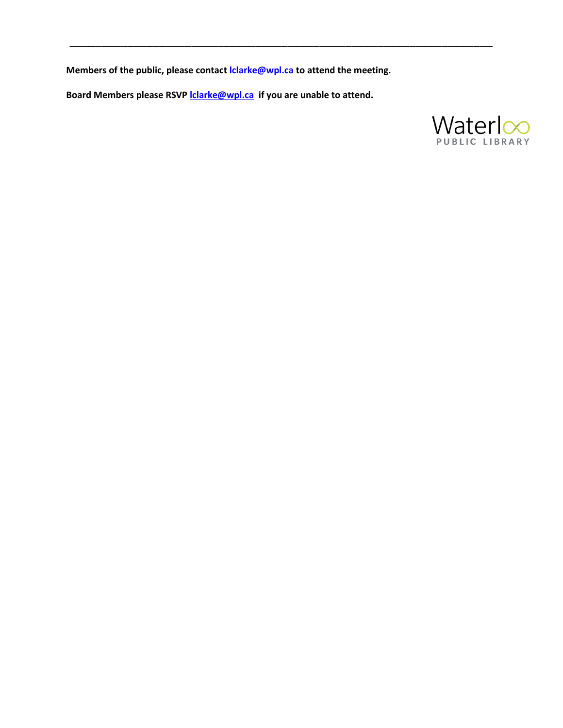---

**Members of the public, please contact lclarke@wpl.ca to attend the meeting.**

**Board Members please RSVP lclarke@wpl.ca if you are unable to attend.**

Waterloo PUBLIC LIBRARY